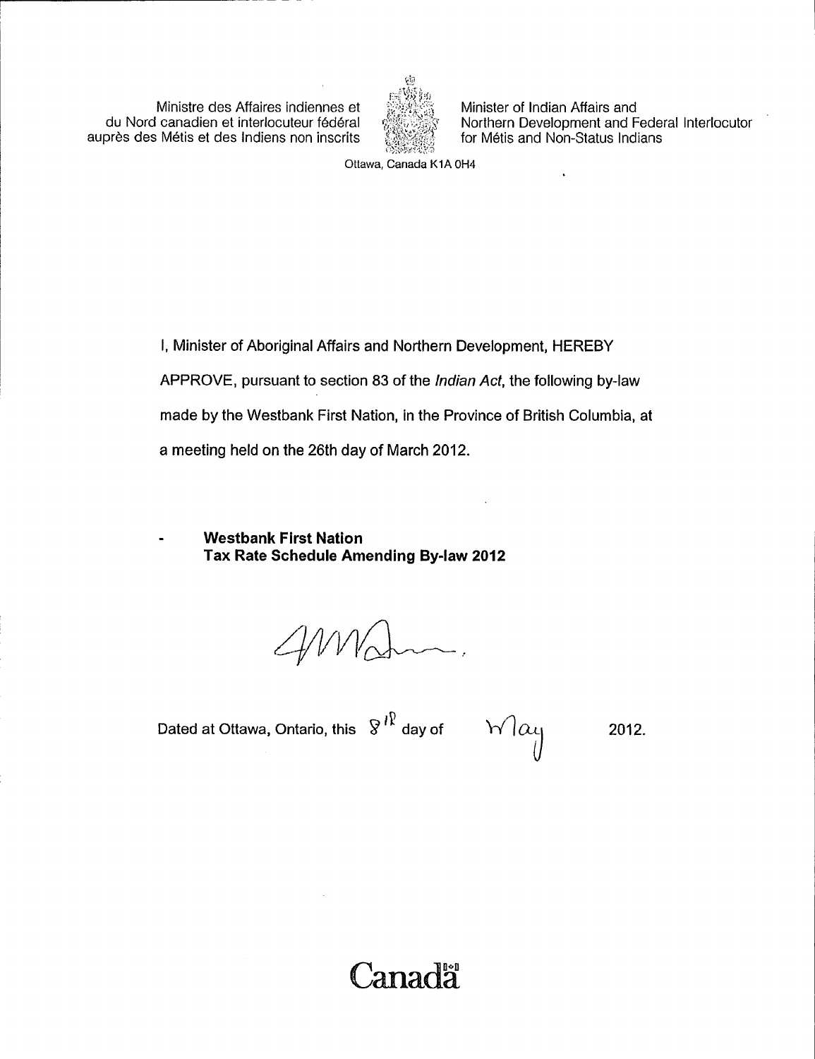Ministre des Affaires indiennes et du Nord canadien et interlocuteur fédéral auprès des Métis et des Indiens non inscrits

Minister of Indian Affairs and Northern Development and Federal Interlocutor for Métis and Non-Status Indians

Ottawa, Canada K1A 0H4

I, Minister of Aboriginal Affairs and Northern Development, HEREBY APPROVE, pursuant to section 83 of the *Indian Act*, the following by-law made by the Westbank First Nation, in the Province of British Columbia, at a meeting held on the 26th day of March 2012.

- **Westbank First Nation**
  **Tax Rate Schedule Amending By-law 2012**

Dated at Ottawa, Ontario, this 8th day of May 2012.

Canada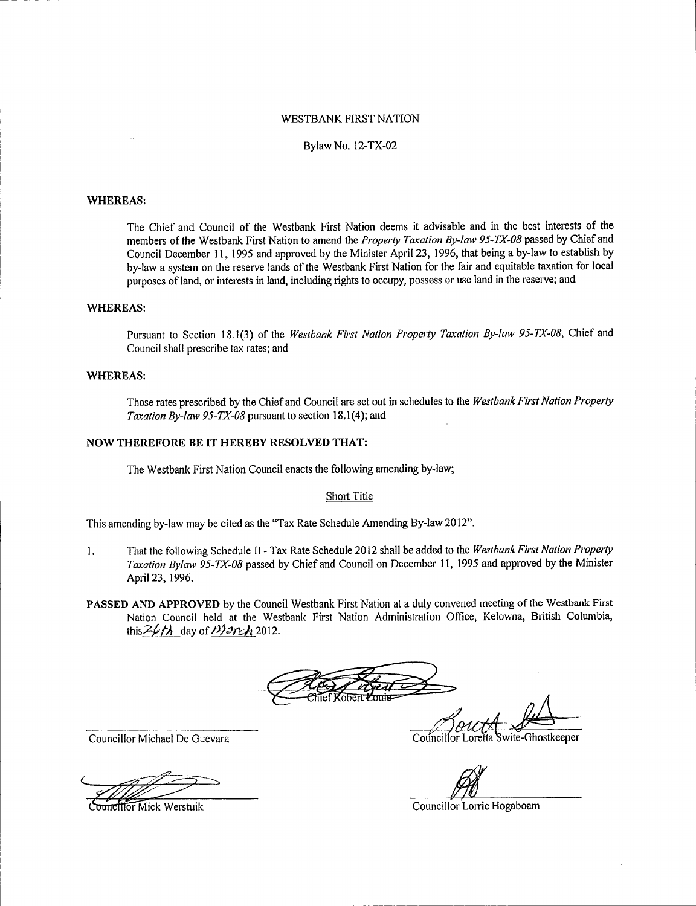WESTBANK FIRST NATION

Bylaw No. 12-TX-02

**WHEREAS:**

The Chief and Council of the Westbank First Nation deems it advisable and in the best interests of the members of the Westbank First Nation to amend the *Property Taxation By-law 95-TX-08* passed by Chief and Council December 11, 1995 and approved by the Minister April 23, 1996, that being a by-law to establish by by-law a system on the reserve lands of the Westbank First Nation for the fair and equitable taxation for local purposes of land, or interests in land, including rights to occupy, possess or use land in the reserve; and

**WHEREAS:**

Pursuant to Section 18.1(3) of the *Westbank First Nation Property Taxation By-law 95-TX-08*, Chief and Council shall prescribe tax rates; and

**WHEREAS:**

Those rates prescribed by the Chief and Council are set out in schedules to the *Westbank First Nation Property Taxation By-law 95-TX-08* pursuant to section 18.1(4); and

**NOW THEREFORE BE IT HEREBY RESOLVED THAT:**

The Westbank First Nation Council enacts the following amending by-law;

Short Title

This amending by-law may be cited as the "Tax Rate Schedule Amending By-law 2012".

1. That the following Schedule II - Tax Rate Schedule 2012 shall be added to the *Westbank First Nation Property Taxation Bylaw 95-TX-08* passed by Chief and Council on December 11, 1995 and approved by the Minister April 23, 1996.

**PASSED AND APPROVED** by the Council Westbank First Nation at a duly convened meeting of the Westbank First Nation Council held at the Westbank First Nation Administration Office, Kelowna, British Columbia, this 26th day of March 2012.

Chief Robert Louie

Councillor Michael De Guevara

Councillor Loretta Swite-Ghostkeeper

Councillor Mick Werstuik

Councillor Lorrie Hogaboam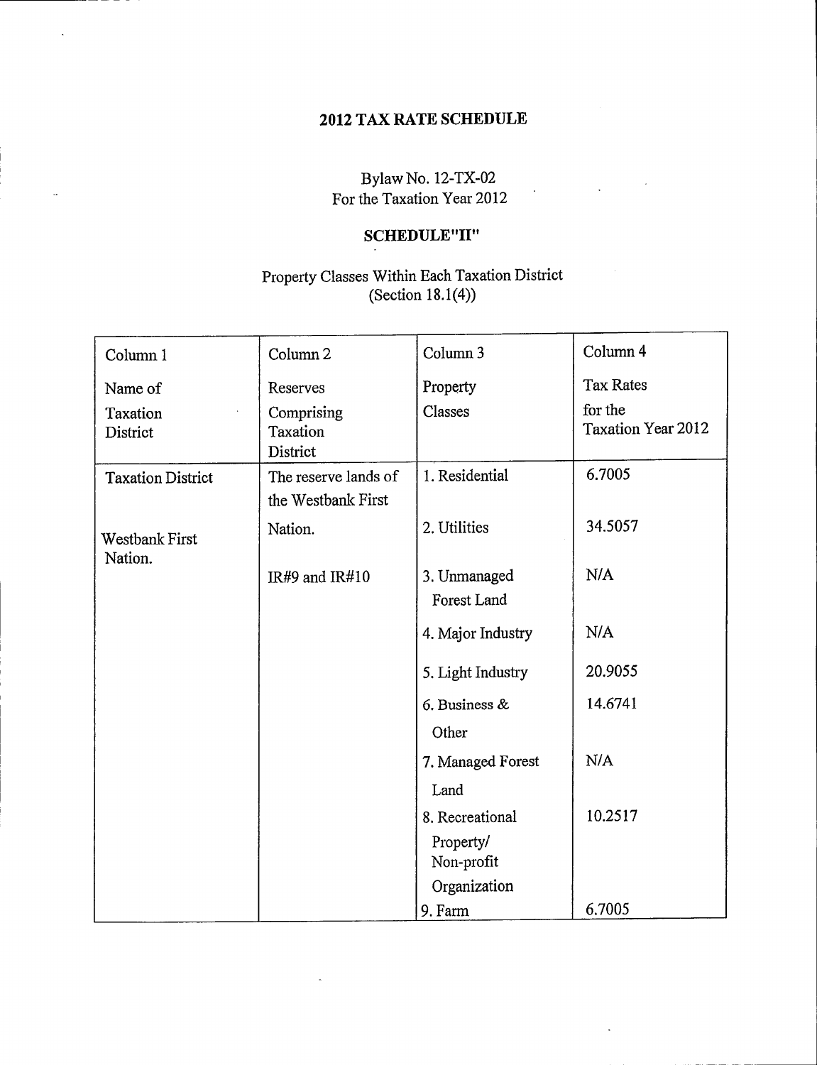# 2012 TAX RATE SCHEDULE

Bylaw No. 12-TX-02
For the Taxation Year 2012

## SCHEDULE"II"

Property Classes Within Each Taxation District
(Section 18.1(4))

| Column 1<br>Name of Taxation District | Column 2<br>Reserves Comprising Taxation District | Column 3<br>Property Classes | Column 4<br>Tax Rates for the Taxation Year 2012 |
|---|---|---|---|
| Taxation District<br><br>Westbank First Nation. | The reserve lands of the Westbank First Nation.<br><br>IR#9 and IR#10 | 1. Residential | 6.7005 |
| | | 2. Utilities | 34.5057 |
| | | 3. Unmanaged Forest Land | N/A |
| | | 4. Major Industry | N/A |
| | | 5. Light Industry | 20.9055 |
| | | 6. Business & Other | 14.6741 |
| | | 7. Managed Forest Land | N/A |
| | | 8. Recreational Property/ Non-profit Organization | 10.2517 |
| | | 9. Farm | 6.7005 |